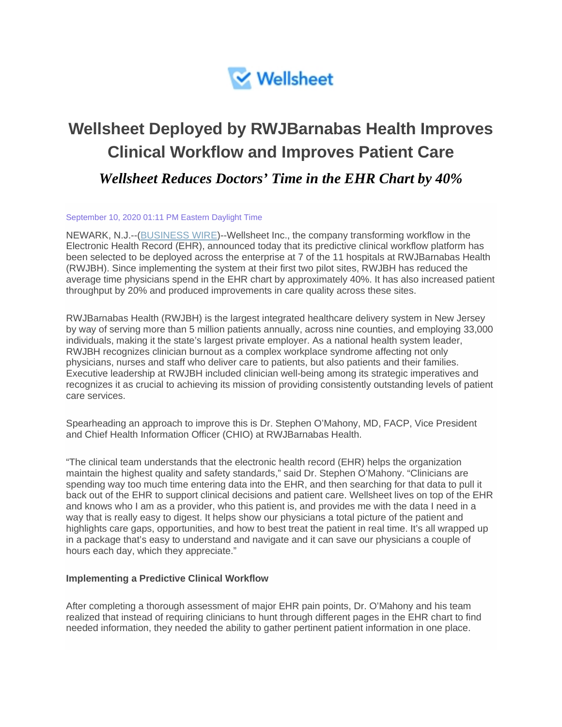Wellsheet

# Wellsheet Deployed by RWJBarnabas Health Improves Clinical Workflow and Improves Patient Care

## *Wellsheet Reduces Doctors' Time in the EHR Chart by 40%*

September 10, 2020 01:11 PM Eastern Daylight Time

NEWARK, N.J.--(BUSINESS WIRE)--Wellsheet Inc., the company transforming workflow in the Electronic Health Record (EHR), announced today that its predictive clinical workflow platform has been selected to be deployed across the enterprise at 7 of the 11 hospitals at RWJBarnabas Health (RWJBH). Since implementing the system at their first two pilot sites, RWJBH has reduced the average time physicians spend in the EHR chart by approximately 40%. It has also increased patient throughput by 20% and produced improvements in care quality across these sites.

RWJBarnabas Health (RWJBH) is the largest integrated healthcare delivery system in New Jersey by way of serving more than 5 million patients annually, across nine counties, and employing 33,000 individuals, making it the state's largest private employer. As a national health system leader, RWJBH recognizes clinician burnout as a complex workplace syndrome affecting not only physicians, nurses and staff who deliver care to patients, but also patients and their families. Executive leadership at RWJBH included clinician well-being among its strategic imperatives and recognizes it as crucial to achieving its mission of providing consistently outstanding levels of patient care services.

Spearheading an approach to improve this is Dr. Stephen O'Mahony, MD, FACP, Vice President and Chief Health Information Officer (CHIO) at RWJBarnabas Health.

"The clinical team understands that the electronic health record (EHR) helps the organization maintain the highest quality and safety standards," said Dr. Stephen O'Mahony. "Clinicians are spending way too much time entering data into the EHR, and then searching for that data to pull it back out of the EHR to support clinical decisions and patient care. Wellsheet lives on top of the EHR and knows who I am as a provider, who this patient is, and provides me with the data I need in a way that is really easy to digest. It helps show our physicians a total picture of the patient and highlights care gaps, opportunities, and how to best treat the patient in real time. It's all wrapped up in a package that's easy to understand and navigate and it can save our physicians a couple of hours each day, which they appreciate."

**Implementing a Predictive Clinical Workflow**

After completing a thorough assessment of major EHR pain points, Dr. O'Mahony and his team realized that instead of requiring clinicians to hunt through different pages in the EHR chart to find needed information, they needed the ability to gather pertinent patient information in one place.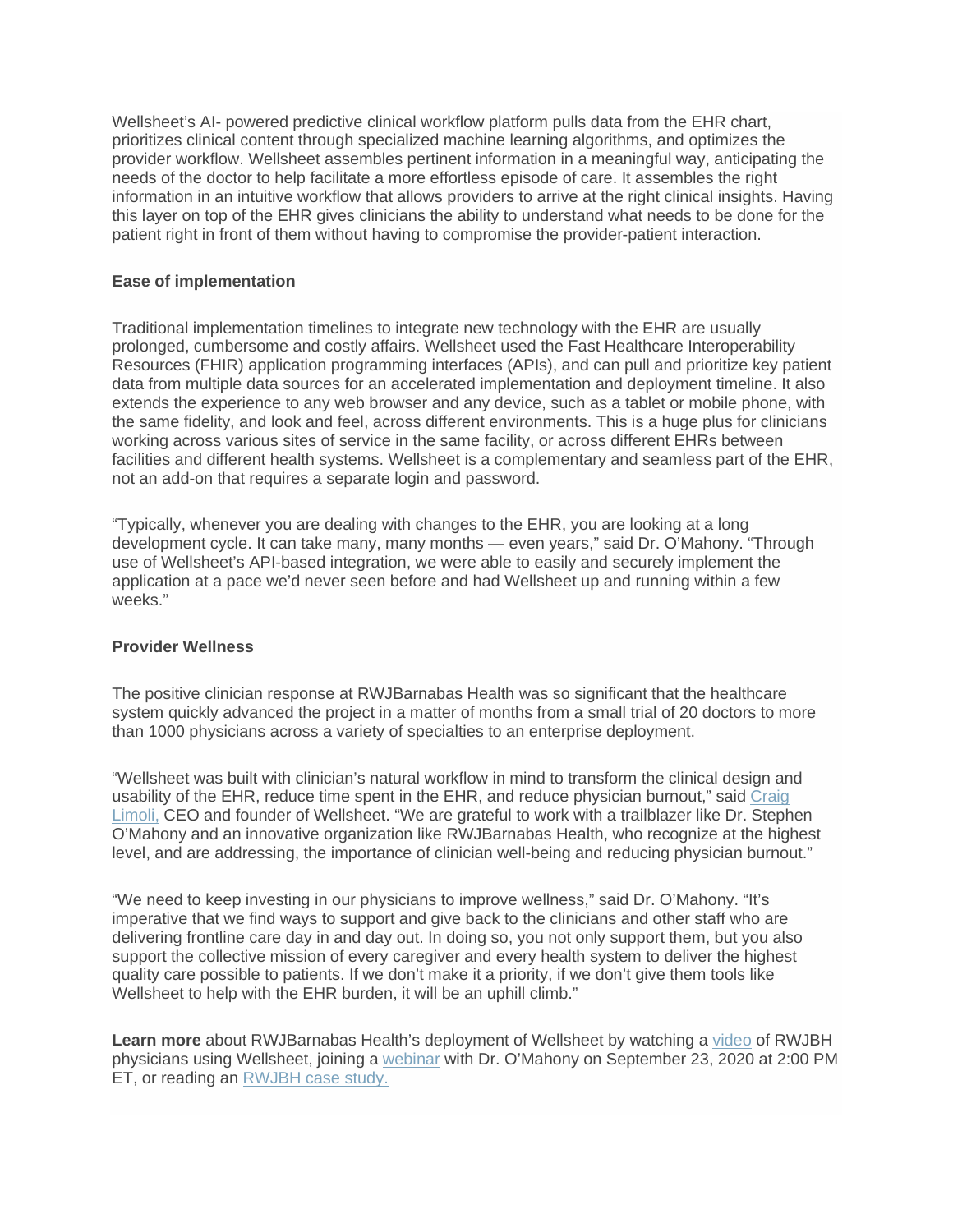Wellsheet's AI- powered predictive clinical workflow platform pulls data from the EHR chart, prioritizes clinical content through specialized machine learning algorithms, and optimizes the provider workflow. Wellsheet assembles pertinent information in a meaningful way, anticipating the needs of the doctor to help facilitate a more effortless episode of care. It assembles the right information in an intuitive workflow that allows providers to arrive at the right clinical insights. Having this layer on top of the EHR gives clinicians the ability to understand what needs to be done for the patient right in front of them without having to compromise the provider-patient interaction.

**Ease of implementation**

Traditional implementation timelines to integrate new technology with the EHR are usually prolonged, cumbersome and costly affairs. Wellsheet used the Fast Healthcare Interoperability Resources (FHIR) application programming interfaces (APIs), and can pull and prioritize key patient data from multiple data sources for an accelerated implementation and deployment timeline. It also extends the experience to any web browser and any device, such as a tablet or mobile phone, with the same fidelity, and look and feel, across different environments. This is a huge plus for clinicians working across various sites of service in the same facility, or across different EHRs between facilities and different health systems. Wellsheet is a complementary and seamless part of the EHR, not an add-on that requires a separate login and password.

"Typically, whenever you are dealing with changes to the EHR, you are looking at a long development cycle. It can take many, many months — even years," said Dr. O'Mahony. "Through use of Wellsheet's API-based integration, we were able to easily and securely implement the application at a pace we'd never seen before and had Wellsheet up and running within a few weeks."

**Provider Wellness**

The positive clinician response at RWJBarnabas Health was so significant that the healthcare system quickly advanced the project in a matter of months from a small trial of 20 doctors to more than 1000 physicians across a variety of specialties to an enterprise deployment.

"Wellsheet was built with clinician's natural workflow in mind to transform the clinical design and usability of the EHR, reduce time spent in the EHR, and reduce physician burnout," said Craig Limoli, CEO and founder of Wellsheet. "We are grateful to work with a trailblazer like Dr. Stephen O'Mahony and an innovative organization like RWJBarnabas Health, who recognize at the highest level, and are addressing, the importance of clinician well-being and reducing physician burnout."

"We need to keep investing in our physicians to improve wellness," said Dr. O'Mahony. "It's imperative that we find ways to support and give back to the clinicians and other staff who are delivering frontline care day in and day out. In doing so, you not only support them, but you also support the collective mission of every caregiver and every health system to deliver the highest quality care possible to patients. If we don't make it a priority, if we don't give them tools like Wellsheet to help with the EHR burden, it will be an uphill climb."

**Learn more** about RWJBarnabas Health's deployment of Wellsheet by watching a video of RWJBH physicians using Wellsheet, joining a webinar with Dr. O'Mahony on September 23, 2020 at 2:00 PM ET, or reading an RWJBH case study.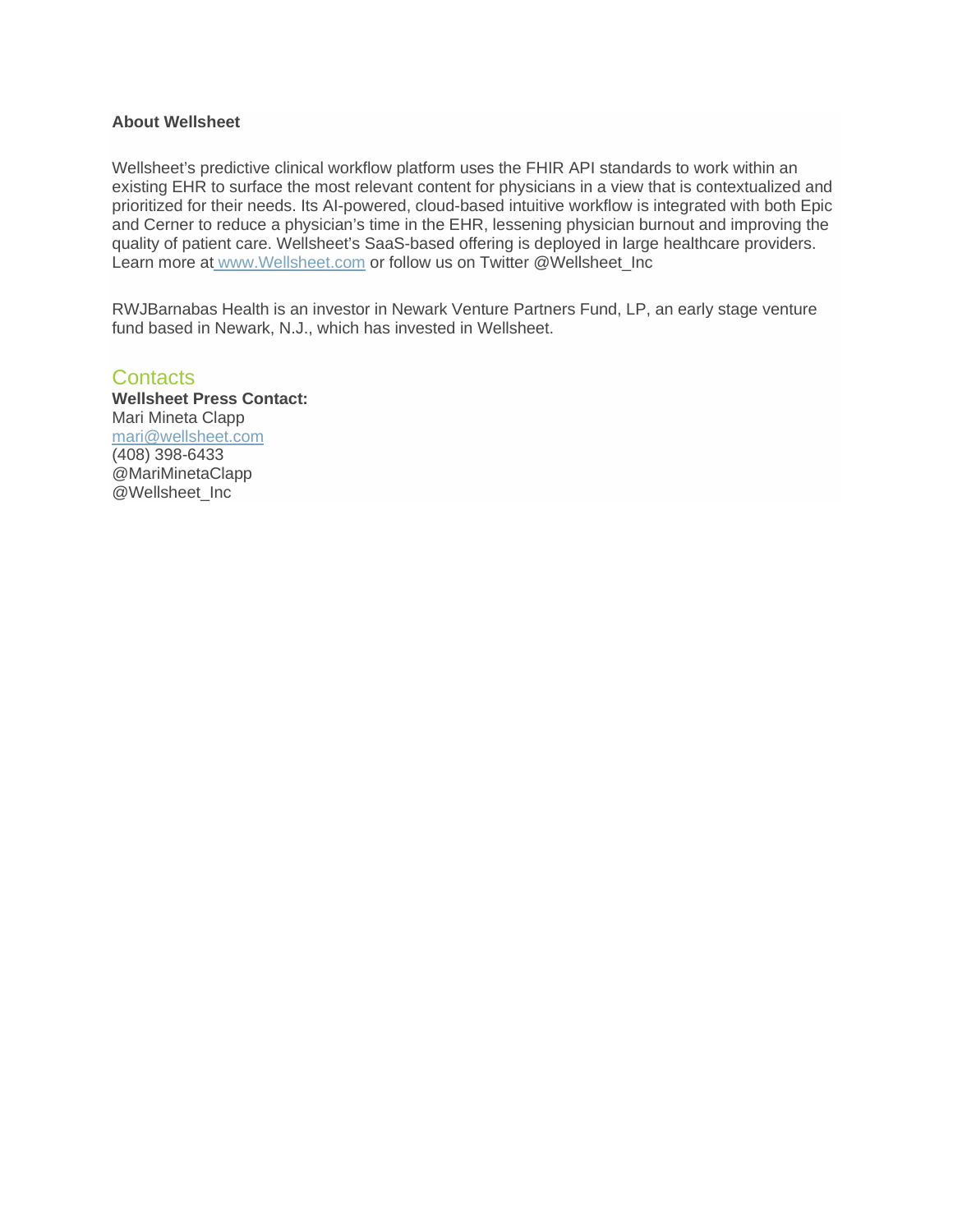**About Wellsheet**

Wellsheet's predictive clinical workflow platform uses the FHIR API standards to work within an existing EHR to surface the most relevant content for physicians in a view that is contextualized and prioritized for their needs. Its AI-powered, cloud-based intuitive workflow is integrated with both Epic and Cerner to reduce a physician's time in the EHR, lessening physician burnout and improving the quality of patient care. Wellsheet's SaaS-based offering is deployed in large healthcare providers. Learn more at www.Wellsheet.com or follow us on Twitter @Wellsheet_Inc

RWJBarnabas Health is an investor in Newark Venture Partners Fund, LP, an early stage venture fund based in Newark, N.J., which has invested in Wellsheet.

## Contacts

**Wellsheet Press Contact:**
Mari Mineta Clapp
mari@wellsheet.com
(408) 398-6433
@MariMinetaClapp
@Wellsheet_Inc